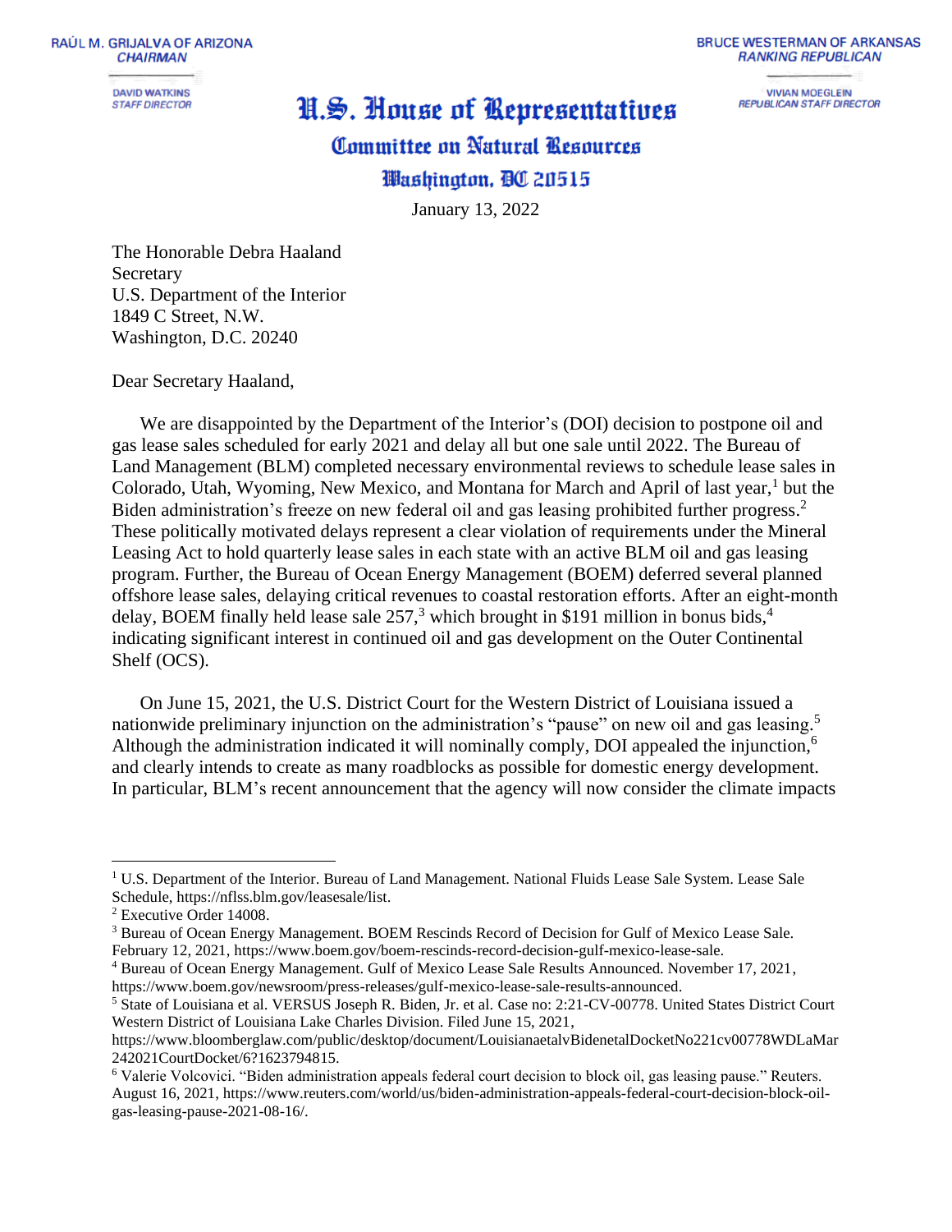RAÚL M. GRIJALVA OF ARIZONA
*CHAIRMAN*

DAVID WATKINS
*STAFF DIRECTOR*

BRUCE WESTERMAN OF ARKANSAS
*RANKING REPUBLICAN*

VIVIAN MOEGLEIN
*REPUBLICAN STAFF DIRECTOR*

# U.S. House of Representatives
## Committee on Natural Resources
### Washington, DC 20515

January 13, 2022

The Honorable Debra Haaland
Secretary
U.S. Department of the Interior
1849 C Street, N.W.
Washington, D.C. 20240

Dear Secretary Haaland,

We are disappointed by the Department of the Interior's (DOI) decision to postpone oil and gas lease sales scheduled for early 2021 and delay all but one sale until 2022. The Bureau of Land Management (BLM) completed necessary environmental reviews to schedule lease sales in Colorado, Utah, Wyoming, New Mexico, and Montana for March and April of last year,[1] but the Biden administration's freeze on new federal oil and gas leasing prohibited further progress.[2] These politically motivated delays represent a clear violation of requirements under the Mineral Leasing Act to hold quarterly lease sales in each state with an active BLM oil and gas leasing program. Further, the Bureau of Ocean Energy Management (BOEM) deferred several planned offshore lease sales, delaying critical revenues to coastal restoration efforts. After an eight-month delay, BOEM finally held lease sale 257,[3] which brought in $191 million in bonus bids,[4] indicating significant interest in continued oil and gas development on the Outer Continental Shelf (OCS).

On June 15, 2021, the U.S. District Court for the Western District of Louisiana issued a nationwide preliminary injunction on the administration's "pause" on new oil and gas leasing.[5] Although the administration indicated it will nominally comply, DOI appealed the injunction,[6] and clearly intends to create as many roadblocks as possible for domestic energy development. In particular, BLM's recent announcement that the agency will now consider the climate impacts

---

[1] U.S. Department of the Interior. Bureau of Land Management. National Fluids Lease Sale System. Lease Sale Schedule, https://nflss.blm.gov/leasesale/list.

[2] Executive Order 14008.

[3] Bureau of Ocean Energy Management. BOEM Rescinds Record of Decision for Gulf of Mexico Lease Sale. February 12, 2021, https://www.boem.gov/boem-rescinds-record-decision-gulf-mexico-lease-sale.

[4] Bureau of Ocean Energy Management. Gulf of Mexico Lease Sale Results Announced. November 17, 2021, https://www.boem.gov/newsroom/press-releases/gulf-mexico-lease-sale-results-announced.

[5] State of Louisiana et al. VERSUS Joseph R. Biden, Jr. et al. Case no: 2:21-CV-00778. United States District Court Western District of Louisiana Lake Charles Division. Filed June 15, 2021, https://www.bloomberglaw.com/public/desktop/document/LouisianaetalvBidenetalDocketNo221cv00778WDLaMar242021CourtDocket/6?1623794815.

[6] Valerie Volcovici. "Biden administration appeals federal court decision to block oil, gas leasing pause." Reuters. August 16, 2021, https://www.reuters.com/world/us/biden-administration-appeals-federal-court-decision-block-oil-gas-leasing-pause-2021-08-16/.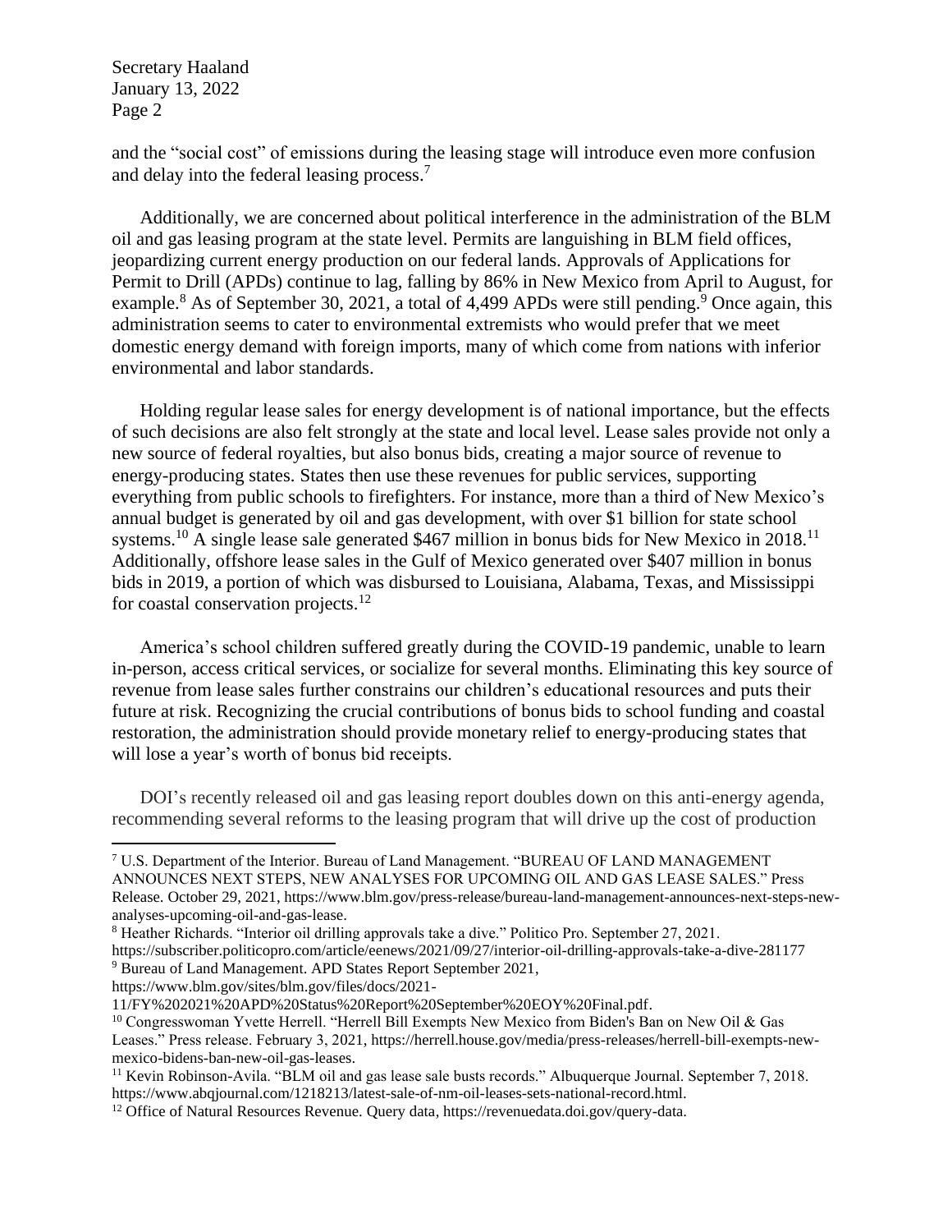and the "social cost" of emissions during the leasing stage will introduce even more confusion and delay into the federal leasing process.[7]

Additionally, we are concerned about political interference in the administration of the BLM oil and gas leasing program at the state level. Permits are languishing in BLM field offices, jeopardizing current energy production on our federal lands. Approvals of Applications for Permit to Drill (APDs) continue to lag, falling by 86% in New Mexico from April to August, for example.[8] As of September 30, 2021, a total of 4,499 APDs were still pending.[9] Once again, this administration seems to cater to environmental extremists who would prefer that we meet domestic energy demand with foreign imports, many of which come from nations with inferior environmental and labor standards.

Holding regular lease sales for energy development is of national importance, but the effects of such decisions are also felt strongly at the state and local level. Lease sales provide not only a new source of federal royalties, but also bonus bids, creating a major source of revenue to energy-producing states. States then use these revenues for public services, supporting everything from public schools to firefighters. For instance, more than a third of New Mexico's annual budget is generated by oil and gas development, with over $1 billion for state school systems.[10] A single lease sale generated $467 million in bonus bids for New Mexico in 2018.[11] Additionally, offshore lease sales in the Gulf of Mexico generated over $407 million in bonus bids in 2019, a portion of which was disbursed to Louisiana, Alabama, Texas, and Mississippi for coastal conservation projects.[12]

America's school children suffered greatly during the COVID-19 pandemic, unable to learn in-person, access critical services, or socialize for several months. Eliminating this key source of revenue from lease sales further constrains our children's educational resources and puts their future at risk. Recognizing the crucial contributions of bonus bids to school funding and coastal restoration, the administration should provide monetary relief to energy-producing states that will lose a year's worth of bonus bid receipts.

DOI's recently released oil and gas leasing report doubles down on this anti-energy agenda, recommending several reforms to the leasing program that will drive up the cost of production

---

[7] U.S. Department of the Interior. Bureau of Land Management. "BUREAU OF LAND MANAGEMENT ANNOUNCES NEXT STEPS, NEW ANALYSES FOR UPCOMING OIL AND GAS LEASE SALES." Press Release. October 29, 2021, https://www.blm.gov/press-release/bureau-land-management-announces-next-steps-new-analyses-upcoming-oil-and-gas-lease.

[8] Heather Richards. "Interior oil drilling approvals take a dive." Politico Pro. September 27, 2021. https://subscriber.politicopro.com/article/eenews/2021/09/27/interior-oil-drilling-approvals-take-a-dive-281177

[9] Bureau of Land Management. APD States Report September 2021, https://www.blm.gov/sites/blm.gov/files/docs/2021-11/FY%202021%20APD%20Status%20Report%20September%20EOY%20Final.pdf.

[10] Congresswoman Yvette Herrell. "Herrell Bill Exempts New Mexico from Biden's Ban on New Oil & Gas Leases." Press release. February 3, 2021, https://herrell.house.gov/media/press-releases/herrell-bill-exempts-new-mexico-bidens-ban-new-oil-gas-leases.

[11] Kevin Robinson-Avila. "BLM oil and gas lease sale busts records." Albuquerque Journal. September 7, 2018. https://www.abqjournal.com/1218213/latest-sale-of-nm-oil-leases-sets-national-record.html.

[12] Office of Natural Resources Revenue. Query data, https://revenuedata.doi.gov/query-data.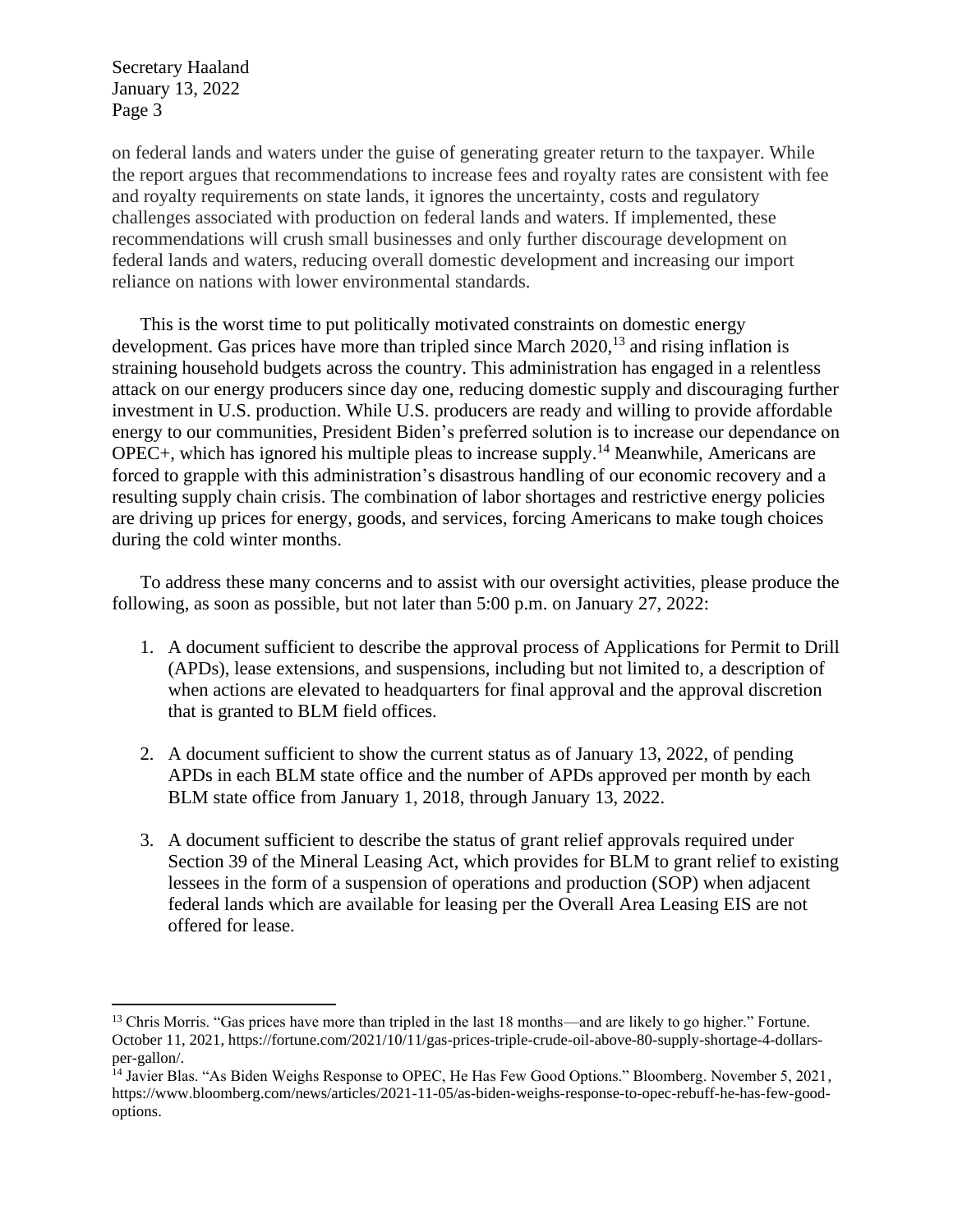on federal lands and waters under the guise of generating greater return to the taxpayer. While the report argues that recommendations to increase fees and royalty rates are consistent with fee and royalty requirements on state lands, it ignores the uncertainty, costs and regulatory challenges associated with production on federal lands and waters. If implemented, these recommendations will crush small businesses and only further discourage development on federal lands and waters, reducing overall domestic development and increasing our import reliance on nations with lower environmental standards.

This is the worst time to put politically motivated constraints on domestic energy development. Gas prices have more than tripled since March 2020,[13] and rising inflation is straining household budgets across the country. This administration has engaged in a relentless attack on our energy producers since day one, reducing domestic supply and discouraging further investment in U.S. production. While U.S. producers are ready and willing to provide affordable energy to our communities, President Biden's preferred solution is to increase our dependance on OPEC+, which has ignored his multiple pleas to increase supply.[14] Meanwhile, Americans are forced to grapple with this administration's disastrous handling of our economic recovery and a resulting supply chain crisis. The combination of labor shortages and restrictive energy policies are driving up prices for energy, goods, and services, forcing Americans to make tough choices during the cold winter months.

To address these many concerns and to assist with our oversight activities, please produce the following, as soon as possible, but not later than 5:00 p.m. on January 27, 2022:

1. A document sufficient to describe the approval process of Applications for Permit to Drill (APDs), lease extensions, and suspensions, including but not limited to, a description of when actions are elevated to headquarters for final approval and the approval discretion that is granted to BLM field offices.

2. A document sufficient to show the current status as of January 13, 2022, of pending APDs in each BLM state office and the number of APDs approved per month by each BLM state office from January 1, 2018, through January 13, 2022.

3. A document sufficient to describe the status of grant relief approvals required under Section 39 of the Mineral Leasing Act, which provides for BLM to grant relief to existing lessees in the form of a suspension of operations and production (SOP) when adjacent federal lands which are available for leasing per the Overall Area Leasing EIS are not offered for lease.

---

[13] Chris Morris. "Gas prices have more than tripled in the last 18 months—and are likely to go higher." Fortune. October 11, 2021, https://fortune.com/2021/10/11/gas-prices-triple-crude-oil-above-80-supply-shortage-4-dollars-per-gallon/.

[14] Javier Blas. "As Biden Weighs Response to OPEC, He Has Few Good Options." Bloomberg. November 5, 2021, https://www.bloomberg.com/news/articles/2021-11-05/as-biden-weighs-response-to-opec-rebuff-he-has-few-good-options.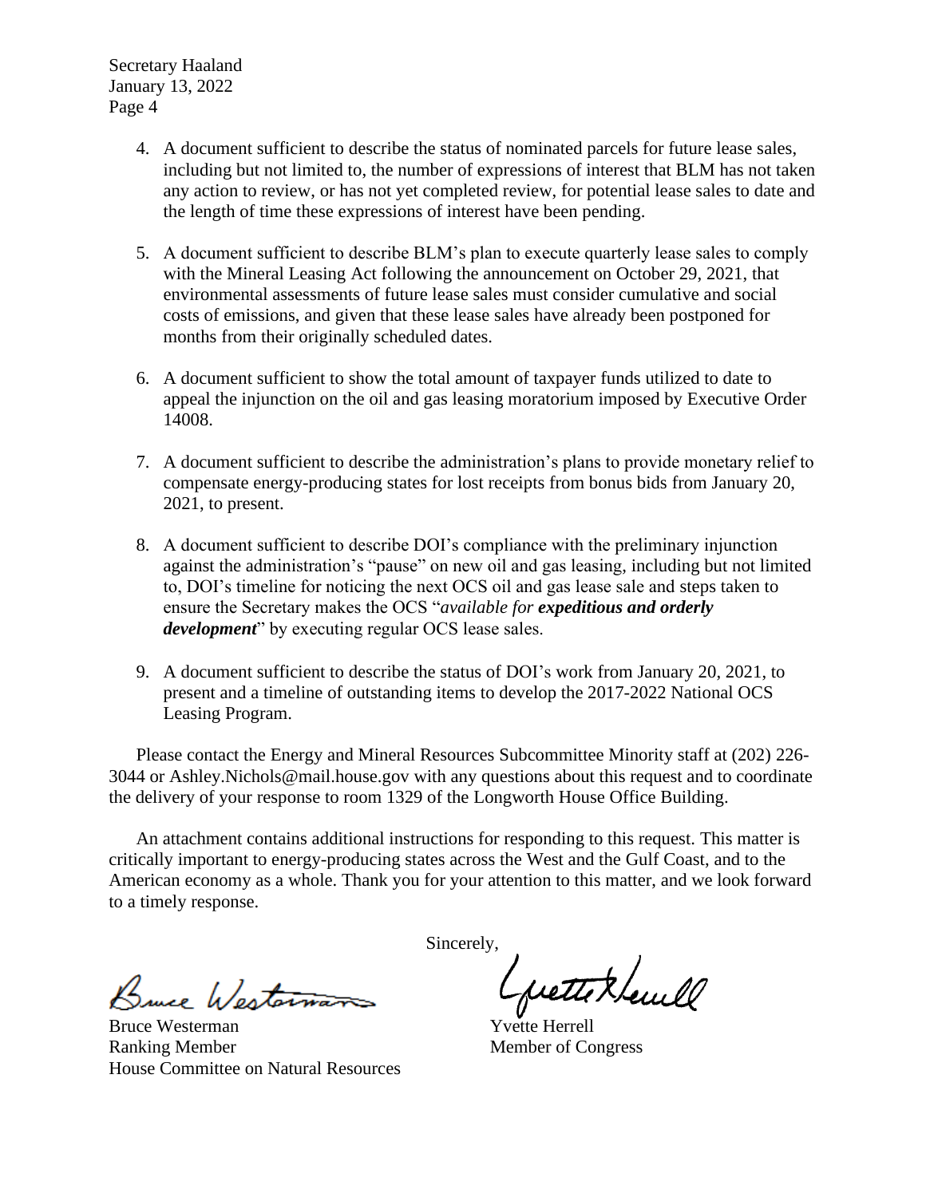4. A document sufficient to describe the status of nominated parcels for future lease sales, including but not limited to, the number of expressions of interest that BLM has not taken any action to review, or has not yet completed review, for potential lease sales to date and the length of time these expressions of interest have been pending.

5. A document sufficient to describe BLM's plan to execute quarterly lease sales to comply with the Mineral Leasing Act following the announcement on October 29, 2021, that environmental assessments of future lease sales must consider cumulative and social costs of emissions, and given that these lease sales have already been postponed for months from their originally scheduled dates.

6. A document sufficient to show the total amount of taxpayer funds utilized to date to appeal the injunction on the oil and gas leasing moratorium imposed by Executive Order 14008.

7. A document sufficient to describe the administration's plans to provide monetary relief to compensate energy-producing states for lost receipts from bonus bids from January 20, 2021, to present.

8. A document sufficient to describe DOI's compliance with the preliminary injunction against the administration's "pause" on new oil and gas leasing, including but not limited to, DOI's timeline for noticing the next OCS oil and gas lease sale and steps taken to ensure the Secretary makes the OCS "*available for **expeditious and orderly development***" by executing regular OCS lease sales.

9. A document sufficient to describe the status of DOI's work from January 20, 2021, to present and a timeline of outstanding items to develop the 2017-2022 National OCS Leasing Program.

Please contact the Energy and Mineral Resources Subcommittee Minority staff at (202) 226-3044 or Ashley.Nichols@mail.house.gov with any questions about this request and to coordinate the delivery of your response to room 1329 of the Longworth House Office Building.

An attachment contains additional instructions for responding to this request. This matter is critically important to energy-producing states across the West and the Gulf Coast, and to the American economy as a whole. Thank you for your attention to this matter, and we look forward to a timely response.

Sincerely,

Bruce Westerman
Ranking Member
House Committee on Natural Resources

Yvette Herrell
Member of Congress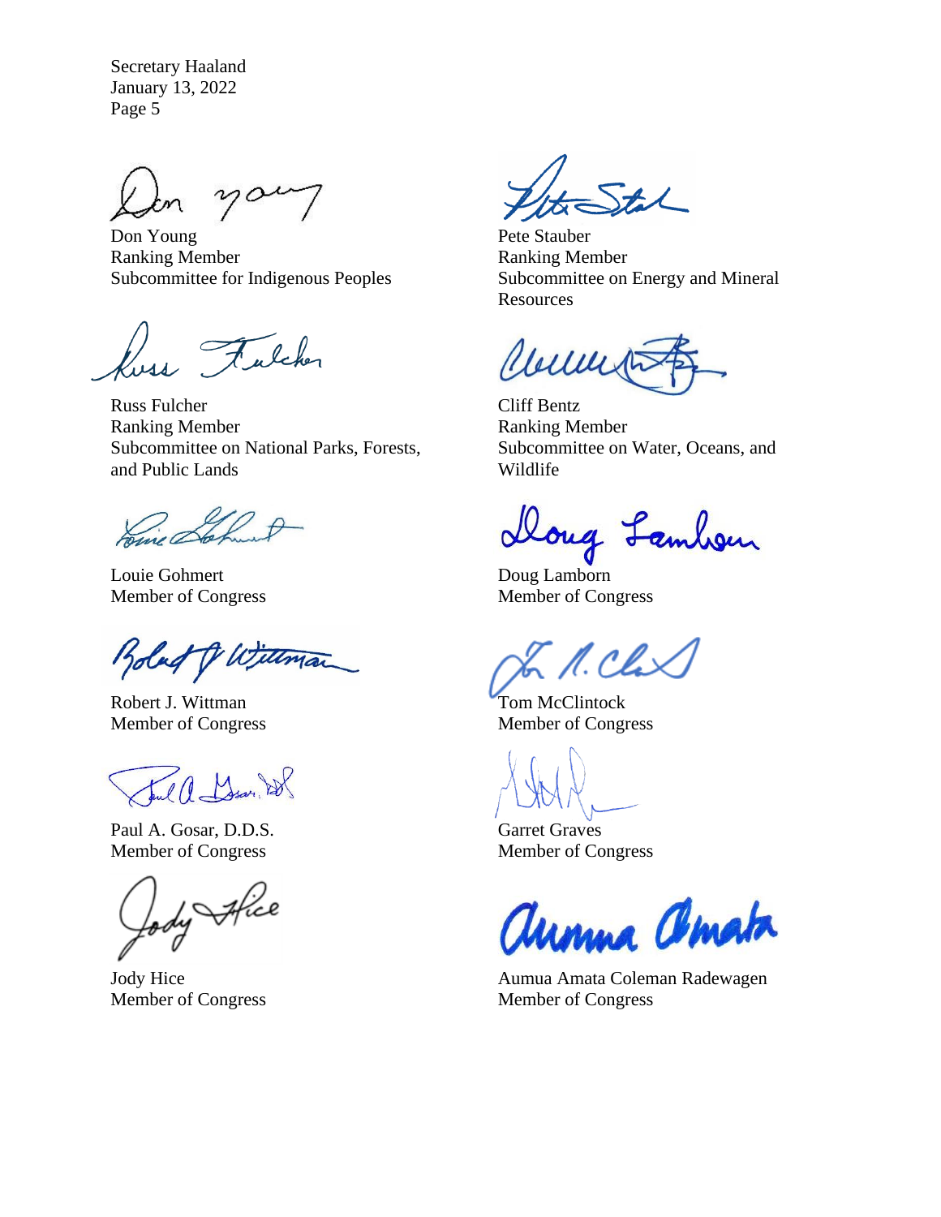Secretary Haaland
January 13, 2022
Page 5

Don Young
Ranking Member
Subcommittee for Indigenous Peoples

Pete Stauber
Ranking Member
Subcommittee on Energy and Mineral Resources

Russ Fulcher
Ranking Member
Subcommittee on National Parks, Forests, and Public Lands

Cliff Bentz
Ranking Member
Subcommittee on Water, Oceans, and Wildlife

Louie Gohmert
Member of Congress

Doug Lamborn
Member of Congress

Robert J. Wittman
Member of Congress

Tom McClintock
Member of Congress

Paul A. Gosar, D.D.S.
Member of Congress

Garret Graves
Member of Congress

Jody Hice
Member of Congress

Aumua Amata Coleman Radewagen
Member of Congress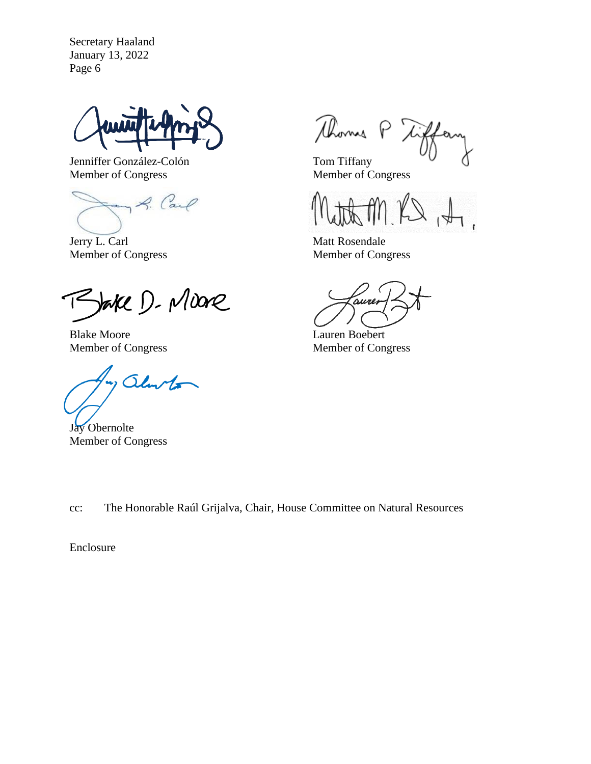Jenniffer González-Colón
Member of Congress

Tom Tiffany
Member of Congress

Jerry L. Carl
Member of Congress

Matt Rosendale
Member of Congress

Blake Moore
Member of Congress

Lauren Boebert
Member of Congress

Jay Obernolte
Member of Congress

cc: The Honorable Raúl Grijalva, Chair, House Committee on Natural Resources

Enclosure